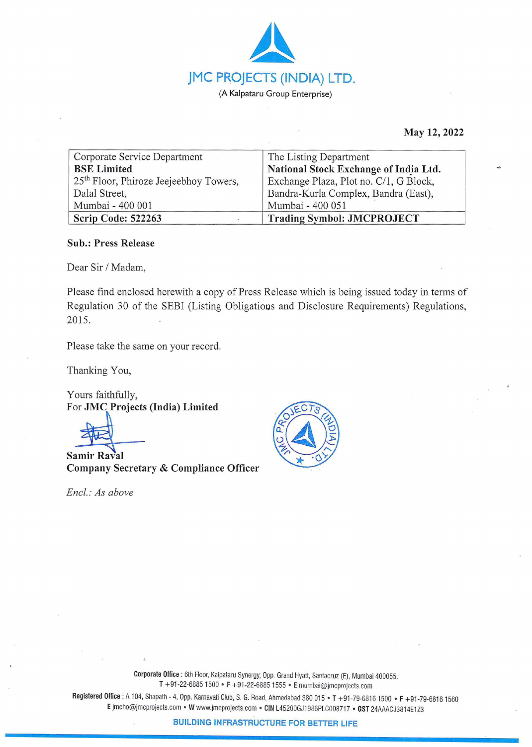# JMC PROJECTS (INDIA) LTD.

(A Kalpataru Group Enterprise)

**May 12, 2022**

| Corporate Service Department<br>**BSE Limited**<br>25th Floor, Phiroze Jeejeebhoy Towers,<br>Dalal Street,<br>Mumbai - 400 001 | The Listing Department<br>**National Stock Exchange of India Ltd.**<br>Exchange Plaza, Plot no. C/1, G Block,<br>Bandra-Kurla Complex, Bandra (East),<br>Mumbai - 400 051 |
|---|---|
| **Scrip Code: 522263** | **Trading Symbol: JMCPROJECT** |

**Sub.: Press Release**

Dear Sir / Madam,

Please find enclosed herewith a copy of Press Release which is being issued today in terms of Regulation 30 of the SEBI (Listing Obligations and Disclosure Requirements) Regulations, 2015.

Please take the same on your record.

Thanking You,

Yours faithfully,
For **JMC Projects (India) Limited**

**Samir Raval**
**Company Secretary & Compliance Officer**

*Encl.: As above*

**Corporate Office** : 6th Floor, Kalpataru Synergy, Opp. Grand Hyatt, Santacruz (E), Mumbai 400055.
T +91-22-6885 1500 • F +91-22-6885 1555 • E mumbai@jmcprojects.com

**Registered Office** : A 104, Shapath - 4, Opp. Karnavati Club, S. G. Road, Ahmedabad 380 015 • T +91-79-6816 1500 • F +91-79-6816 1560
E jmcho@jmcprojects.com • W www.jmcprojects.com • CIN L45200GJ1986PLC008717 • GST 24AAACJ3814E1Z3

BUILDING INFRASTRUCTURE FOR BETTER LIFE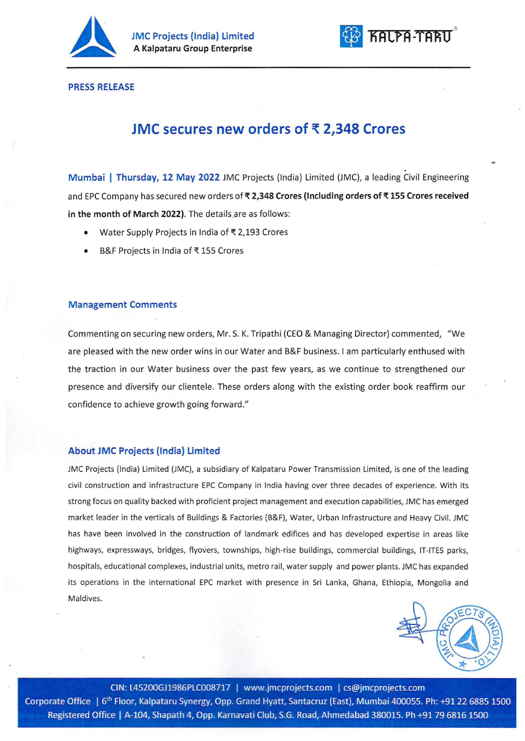JMC Projects (India) Limited
A Kalpataru Group Enterprise

KALPA-TARU

PRESS RELEASE

# JMC secures new orders of ₹ 2,348 Crores

**Mumbai | Thursday, 12 May 2022** JMC Projects (India) Limited (JMC), a leading Civil Engineering and EPC Company has secured new orders of **₹ 2,348 Crores (Including orders of ₹ 155 Crores received in the month of March 2022)**. The details are as follows:

- Water Supply Projects in India of ₹ 2,193 Crores
- B&F Projects in India of ₹ 155 Crores

## Management Comments

Commenting on securing new orders, Mr. S. K. Tripathi (CEO & Managing Director) commented, "We are pleased with the new order wins in our Water and B&F business. I am particularly enthused with the traction in our Water business over the past few years, as we continue to strengthened our presence and diversify our clientele. These orders along with the existing order book reaffirm our confidence to achieve growth going forward."

## About JMC Projects (India) Limited

JMC Projects (India) Limited (JMC), a subsidiary of Kalpataru Power Transmission Limited, is one of the leading civil construction and infrastructure EPC Company in India having over three decades of experience. With its strong focus on quality backed with proficient project management and execution capabilities, JMC has emerged market leader in the verticals of Buildings & Factories (B&F), Water, Urban Infrastructure and Heavy Civil. JMC has have been involved in the construction of landmark edifices and has developed expertise in areas like highways, expressways, bridges, flyovers, townships, high-rise buildings, commercial buildings, IT-ITES parks, hospitals, educational complexes, industrial units, metro rail, water supply and power plants. JMC has expanded its operations in the international EPC market with presence in Sri Lanka, Ghana, Ethiopia, Mongolia and Maldives.

CIN: L45200GJ1986PLC008717 | www.jmcprojects.com | cs@jmcprojects.com
Corporate Office | 6th Floor, Kalpataru Synergy, Opp. Grand Hyatt, Santacruz (East), Mumbai 400055. Ph: +91 22 6885 1500
Registered Office | A-104, Shapath 4, Opp. Karnavati Club, S.G. Road, Ahmedabad 380015. Ph +91 79 6816 1500